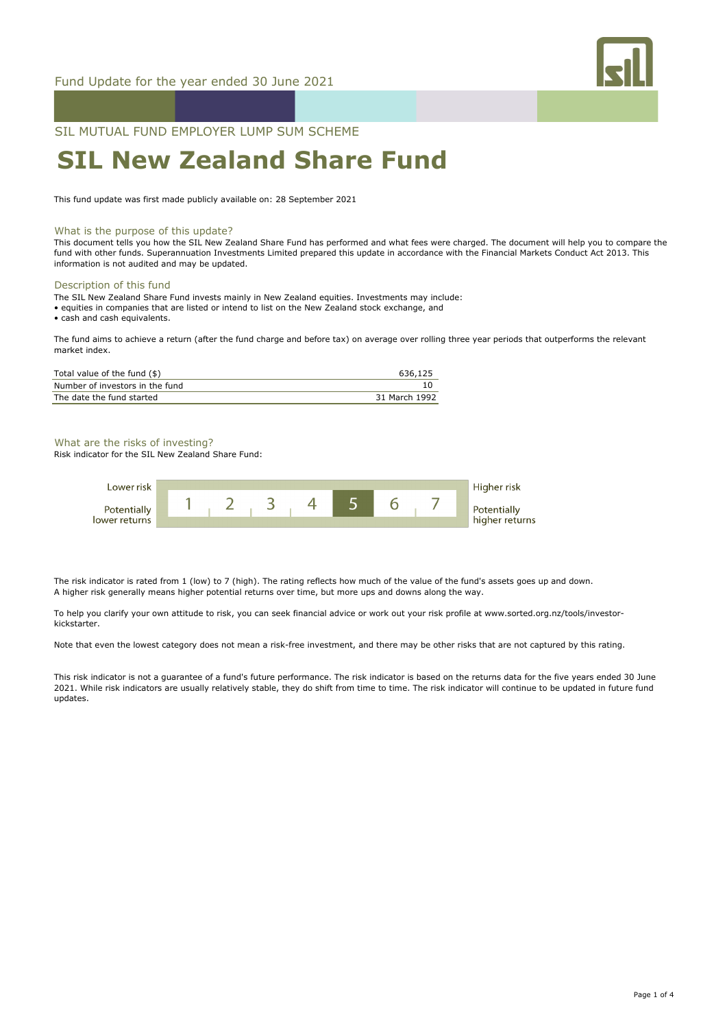Fund Update for the year ended 30 June 2021

SIL MUTUAL FUND EMPLOYER LUMP SUM SCHEME

# SIL New Zealand Share Fund

This fund update was first made publicly available on: 28 September 2021

## What is the purpose of this update?

This document tells you how the SIL New Zealand Share Fund has performed and what fees were charged. The document will help you to compare the fund with other funds. Superannuation Investments Limited prepared this update in accordance with the Financial Markets Conduct Act 2013. This information is not audited and may be updated.

## Description of this fund

The SIL New Zealand Share Fund invests mainly in New Zealand equities. Investments may include:

- equities in companies that are listed or intend to list on the New Zealand stock exchange, and
- cash and cash equivalents.

The fund aims to achieve a return (after the fund charge and before tax) on average over rolling three year periods that outperforms the relevant market index.

| | |
|---|---|
| Total value of the fund ($) | 636,125 |
| Number of investors in the fund | 10 |
| The date the fund started | 31 March 1992 |

## What are the risks of investing?

Risk indicator for the SIL New Zealand Share Fund:

| Lower risk / Potentially lower returns | 1 | 2 | 3 | 4 | **5** | 6 | 7 | Higher risk / Potentially higher returns |
|---|---|---|---|---|---|---|---|---|

The risk indicator is rated from 1 (low) to 7 (high). The rating reflects how much of the value of the fund's assets goes up and down. A higher risk generally means higher potential returns over time, but more ups and downs along the way.

To help you clarify your own attitude to risk, you can seek financial advice or work out your risk profile at www.sorted.org.nz/tools/investor-kickstarter.

Note that even the lowest category does not mean a risk-free investment, and there may be other risks that are not captured by this rating.

This risk indicator is not a guarantee of a fund's future performance. The risk indicator is based on the returns data for the five years ended 30 June 2021. While risk indicators are usually relatively stable, they do shift from time to time. The risk indicator will continue to be updated in future fund updates.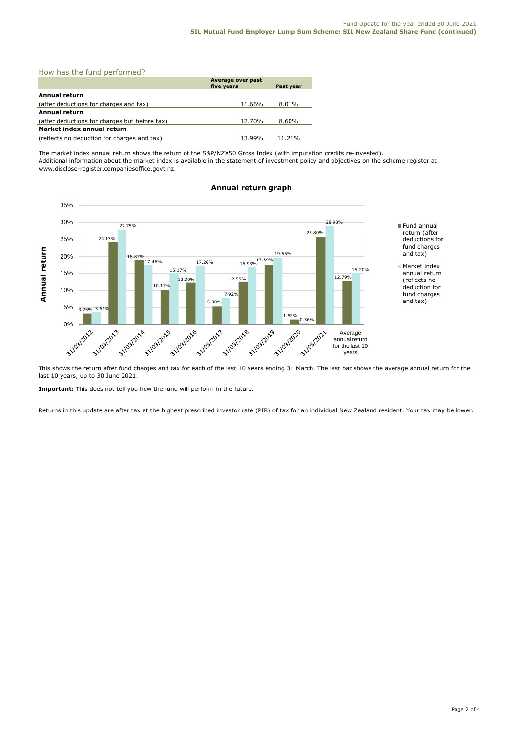## How has the fund performed?

| | Average over past five years | Past year |
|---|---|---|
| **Annual return** | | |
| (after deductions for charges and tax) | 11.66% | 8.01% |
| **Annual return** | | |
| (after deductions for charges but before tax) | 12.70% | 8.60% |
| **Market index annual return** | | |
| (reflects no deduction for charges and tax) | 13.99% | 11.21% |

The market index annual return shows the return of the S&P/NZX50 Gross Index (with imputation credits re-invested).
Additional information about the market index is available in the statement of investment policy and objectives on the scheme register at www.disclose-register.companiesoffice.govt.nz.

**Annual return graph**

| | Fund annual return (after deductions for fund charges and tax) | Market index annual return (reflects no deduction for fund charges and tax) |
|---|---|---|
| 31/03/2012 | 3.25% | 3.61% |
| 31/03/2013 | 24.13% | 27.75% |
| 31/03/2014 | 18.87% | 17.46% |
| 31/03/2015 | 10.17% | 15.17% |
| 31/03/2016 | 12.30% | 17.26% |
| 31/03/2017 | 5.30% | 7.92% |
| 31/03/2018 | 12.55% | 16.93% |
| 31/03/2019 | 17.39% | 19.55% |
| 31/03/2020 | 1.52% | 0.36% |
| 31/03/2021 | 25.80% | 28.93% |
| Average annual return for the last 10 years | 12.79% | 15.20% |

This shows the return after fund charges and tax for each of the last 10 years ending 31 March. The last bar shows the average annual return for the last 10 years, up to 30 June 2021.

**Important:** This does not tell you how the fund will perform in the future.

Returns in this update are after tax at the highest prescribed investor rate (PIR) of tax for an individual New Zealand resident. Your tax may be lower.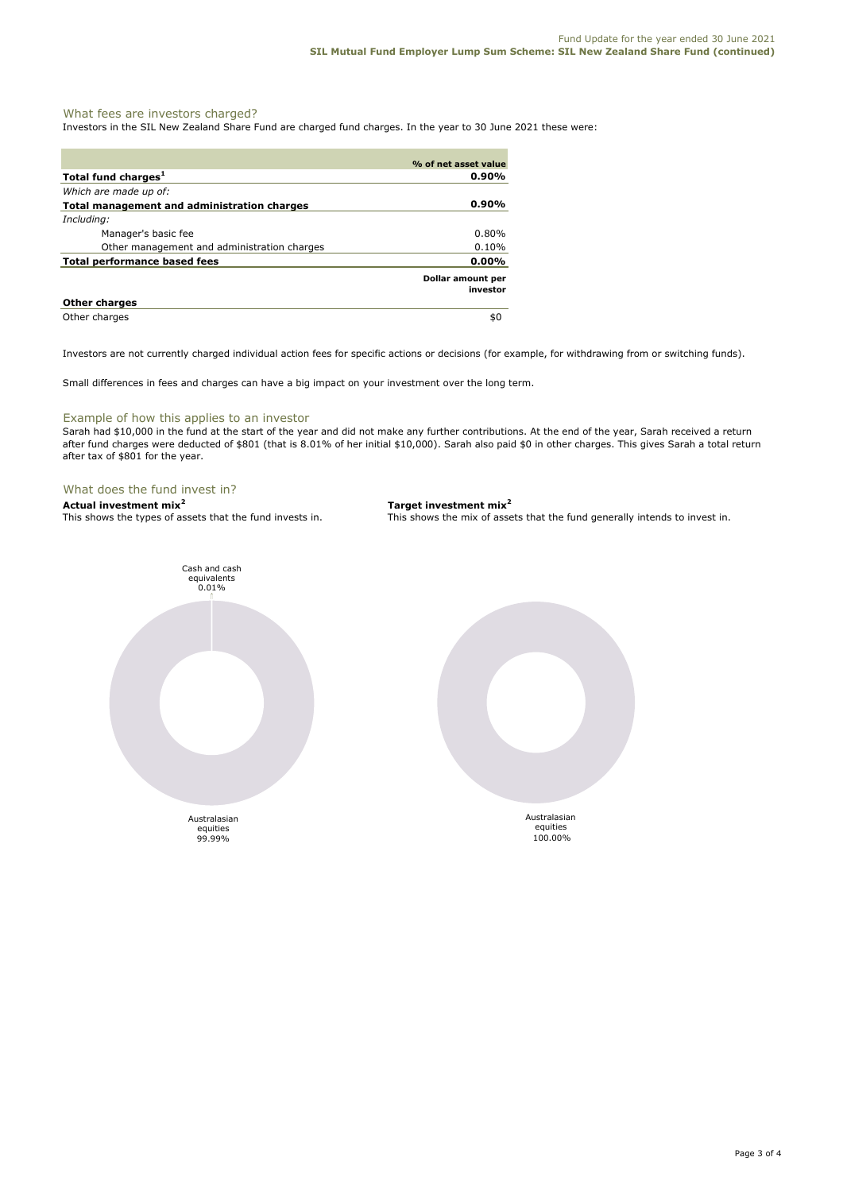## What fees are investors charged?

Investors in the SIL New Zealand Share Fund are charged fund charges. In the year to 30 June 2021 these were:

| | % of net asset value |
|---|---|
| **Total fund charges[1]** | **0.90%** |
| *Which are made up of:* | |
| **Total management and administration charges** | **0.90%** |
| *Including:* | |
| Manager's basic fee | 0.80% |
| Other management and administration charges | 0.10% |
| **Total performance based fees** | **0.00%** |
| | **Dollar amount per investor** |
| **Other charges** | |
| Other charges | $0 |

Investors are not currently charged individual action fees for specific actions or decisions (for example, for withdrawing from or switching funds).

Small differences in fees and charges can have a big impact on your investment over the long term.

## Example of how this applies to an investor

Sarah had $10,000 in the fund at the start of the year and did not make any further contributions. At the end of the year, Sarah received a return after fund charges were deducted of $801 (that is 8.01% of her initial $10,000). Sarah also paid $0 in other charges. This gives Sarah a total return after tax of $801 for the year.

## What does the fund invest in?

**Actual investment mix[2]**

This shows the types of assets that the fund invests in.

Cash and cash equivalents 0.01%

Australasian equities 99.99%

**Target investment mix[2]**

This shows the mix of assets that the fund generally intends to invest in.

Australasian equities 100.00%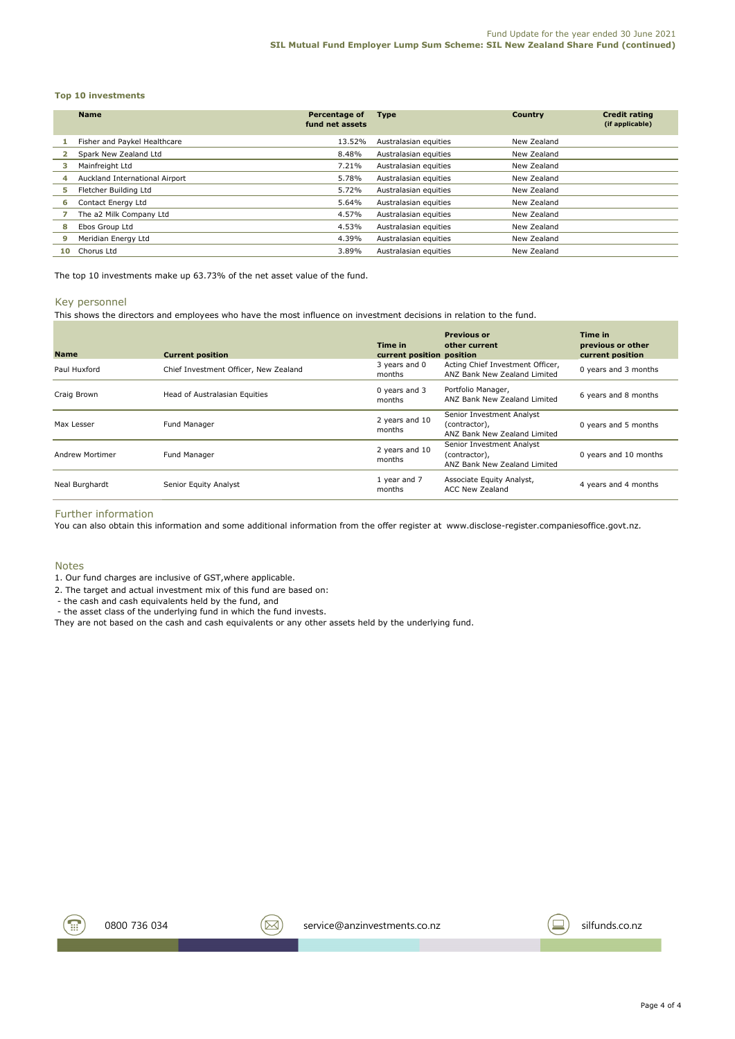### Top 10 investments

| | Name | Percentage of fund net assets | Type | Country | Credit rating (if applicable) |
|---|---|---|---|---|---|
| 1 | Fisher and Paykel Healthcare | 13.52% | Australasian equities | New Zealand | |
| 2 | Spark New Zealand Ltd | 8.48% | Australasian equities | New Zealand | |
| 3 | Mainfreight Ltd | 7.21% | Australasian equities | New Zealand | |
| 4 | Auckland International Airport | 5.78% | Australasian equities | New Zealand | |
| 5 | Fletcher Building Ltd | 5.72% | Australasian equities | New Zealand | |
| 6 | Contact Energy Ltd | 5.64% | Australasian equities | New Zealand | |
| 7 | The a2 Milk Company Ltd | 4.57% | Australasian equities | New Zealand | |
| 8 | Ebos Group Ltd | 4.53% | Australasian equities | New Zealand | |
| 9 | Meridian Energy Ltd | 4.39% | Australasian equities | New Zealand | |
| 10 | Chorus Ltd | 3.89% | Australasian equities | New Zealand | |

The top 10 investments make up 63.73% of the net asset value of the fund.

## Key personnel

This shows the directors and employees who have the most influence on investment decisions in relation to the fund.

| Name | Current position | Time in current position | Previous or other current position | Time in previous or other current position |
|---|---|---|---|---|
| Paul Huxford | Chief Investment Officer, New Zealand | 3 years and 0 months | Acting Chief Investment Officer, ANZ Bank New Zealand Limited | 0 years and 3 months |
| Craig Brown | Head of Australasian Equities | 0 years and 3 months | Portfolio Manager, ANZ Bank New Zealand Limited | 6 years and 8 months |
| Max Lesser | Fund Manager | 2 years and 10 months | Senior Investment Analyst (contractor), ANZ Bank New Zealand Limited | 0 years and 5 months |
| Andrew Mortimer | Fund Manager | 2 years and 10 months | Senior Investment Analyst (contractor), ANZ Bank New Zealand Limited | 0 years and 10 months |
| Neal Burghardt | Senior Equity Analyst | 1 year and 7 months | Associate Equity Analyst, ACC New Zealand | 4 years and 4 months |

## Further information

You can also obtain this information and some additional information from the offer register at www.disclose-register.companiesoffice.govt.nz.

## Notes

1. Our fund charges are inclusive of GST,where applicable.
2. The target and actual investment mix of this fund are based on:
 - the cash and cash equivalents held by the fund, and
 - the asset class of the underlying fund in which the fund invests.

They are not based on the cash and cash equivalents or any other assets held by the underlying fund.

0800 736 034 service@anzinvestments.co.nz silfunds.co.nz